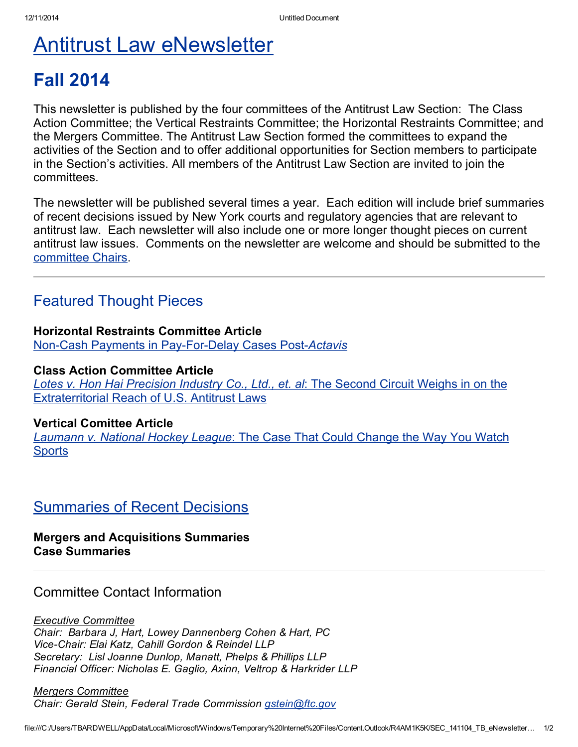# Antitrust Law eNewsletter

# Fall 2014

This newsletter is published by the four committees of the Antitrust Law Section: The Class Action Committee; the Vertical Restraints Committee; the Horizontal Restraints Committee; and the Mergers Committee. The Antitrust Law Section formed the committees to expand the activities of the Section and to offer additional opportunities for Section members to participate in the Section's activities. All members of the Antitrust Law Section are invited to join the committees.

The newsletter will be published several times a year. Each edition will include brief summaries of recent decisions issued by New York courts and regulatory agencies that are relevant to antitrust law. Each newsletter will also include one or more longer thought pieces on current antitrust law issues. Comments on the newsletter are welcome and should be submitted to the committee Chairs.

---

## Featured Thought Pieces

**Horizontal Restraints Committee Article**
Non-Cash Payments in Pay-For-Delay Cases Post-*Actavis*

**Class Action Committee Article**
*Lotes v. Hon Hai Precision Industry Co., Ltd., et. al*: The Second Circuit Weighs in on the Extraterritorial Reach of U.S. Antitrust Laws

**Vertical Comittee Article**
*Laumann v. National Hockey League*: The Case That Could Change the Way You Watch Sports

## Summaries of Recent Decisions

**Mergers and Acquisitions Summaries**
**Case Summaries**

---

## Committee Contact Information

*Executive Committee*
*Chair: Barbara J, Hart, Lowey Dannenberg Cohen & Hart, PC*
*Vice-Chair: Elai Katz, Cahill Gordon & Reindel LLP*
*Secretary: Lisl Joanne Dunlop, Manatt, Phelps & Phillips LLP*
*Financial Officer: Nicholas E. Gaglio, Axinn, Veltrop & Harkrider LLP*

*Mergers Committee*
*Chair: Gerald Stein, Federal Trade Commission gstein@ftc.gov*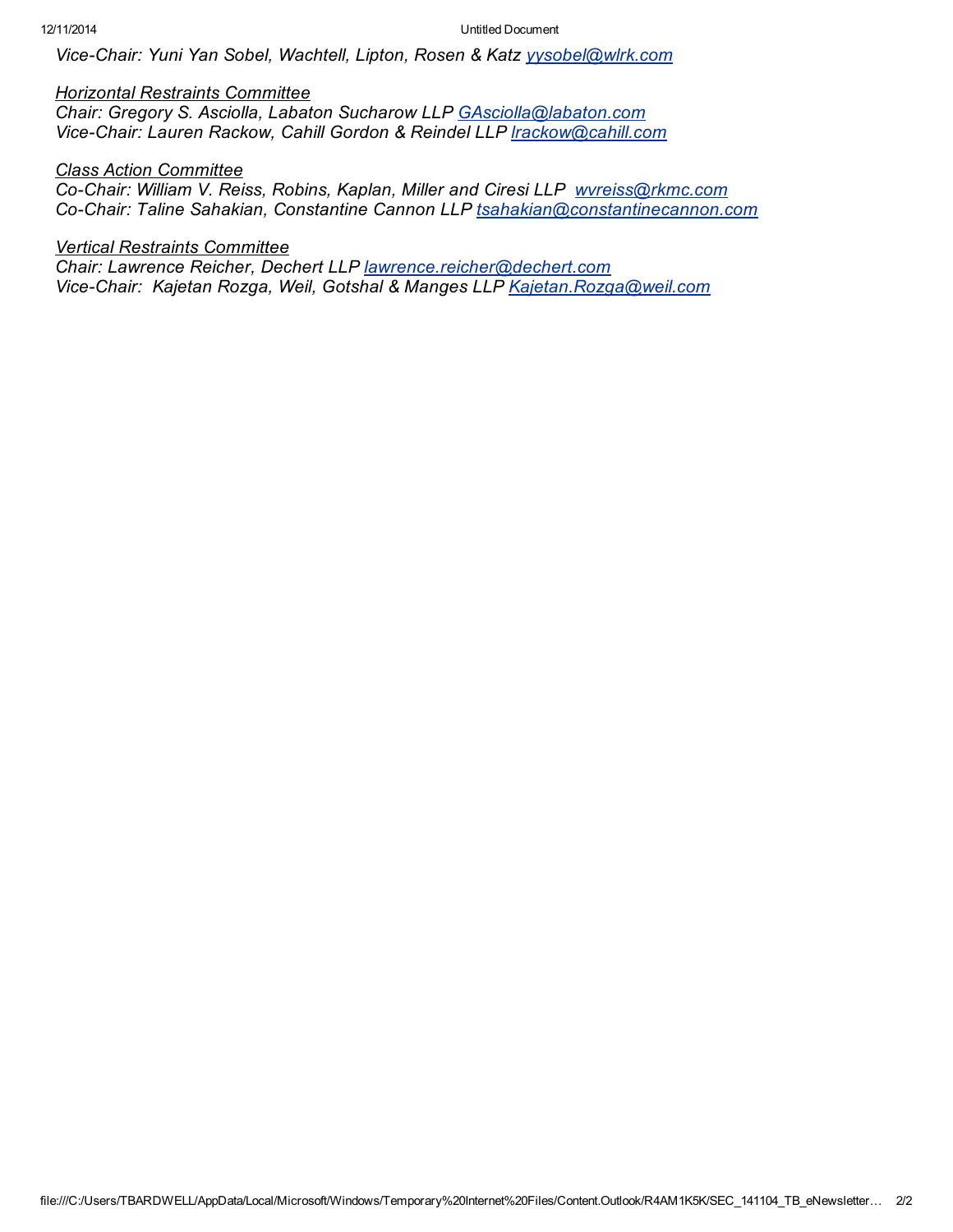*Vice-Chair: Yuni Yan Sobel, Wachtell, Lipton, Rosen & Katz [yysobel@wlrk.com](mailto:yysobel@wlrk.com)*

*Horizontal Restraints Committee*
*Chair: Gregory S. Asciolla, Labaton Sucharow LLP [GAsciolla@labaton.com](mailto:GAsciolla@labaton.com)*
*Vice-Chair: Lauren Rackow, Cahill Gordon & Reindel LLP [lrackow@cahill.com](mailto:lrackow@cahill.com)*

*Class Action Committee*
*Co-Chair: William V. Reiss, Robins, Kaplan, Miller and Ciresi LLP [wvreiss@rkmc.com](mailto:wvreiss@rkmc.com)*
*Co-Chair: Taline Sahakian, Constantine Cannon LLP [tsahakian@constantinecannon.com](mailto:tsahakian@constantinecannon.com)*

*Vertical Restraints Committee*
*Chair: Lawrence Reicher, Dechert LLP [lawrence.reicher@dechert.com](mailto:lawrence.reicher@dechert.com)*
*Vice-Chair: Kajetan Rozga, Weil, Gotshal & Manges LLP [Kajetan.Rozga@weil.com](mailto:Kajetan.Rozga@weil.com)*